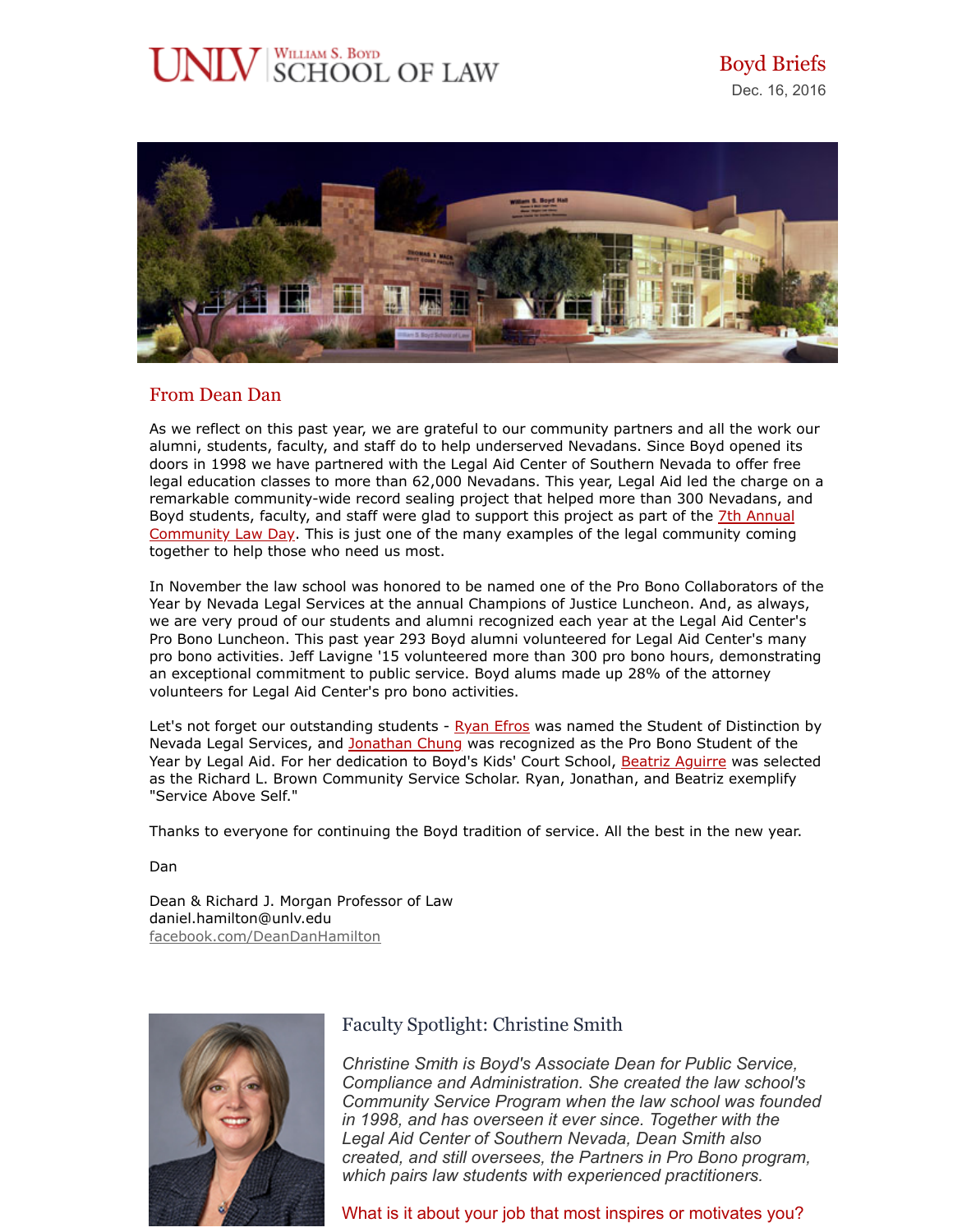UNLV | William S. Boyd SCHOOL OF LAW

**Boyd Briefs**
Dec. 16, 2016

## From Dean Dan

As we reflect on this past year, we are grateful to our community partners and all the work our alumni, students, faculty, and staff do to help underserved Nevadans. Since Boyd opened its doors in 1998 we have partnered with the Legal Aid Center of Southern Nevada to offer free legal education classes to more than 62,000 Nevadans. This year, Legal Aid led the charge on a remarkable community-wide record sealing project that helped more than 300 Nevadans, and Boyd students, faculty, and staff were glad to support this project as part of the 7th Annual Community Law Day. This is just one of the many examples of the legal community coming together to help those who need us most.

In November the law school was honored to be named one of the Pro Bono Collaborators of the Year by Nevada Legal Services at the annual Champions of Justice Luncheon. And, as always, we are very proud of our students and alumni recognized each year at the Legal Aid Center's Pro Bono Luncheon. This past year 293 Boyd alumni volunteered for Legal Aid Center's many pro bono activities. Jeff Lavigne '15 volunteered more than 300 pro bono hours, demonstrating an exceptional commitment to public service. Boyd alums made up 28% of the attorney volunteers for Legal Aid Center's pro bono activities.

Let's not forget our outstanding students - Ryan Efros was named the Student of Distinction by Nevada Legal Services, and Jonathan Chung was recognized as the Pro Bono Student of the Year by Legal Aid. For her dedication to Boyd's Kids' Court School, Beatriz Aguirre was selected as the Richard L. Brown Community Service Scholar. Ryan, Jonathan, and Beatriz exemplify "Service Above Self."

Thanks to everyone for continuing the Boyd tradition of service. All the best in the new year.

Dan

Dean & Richard J. Morgan Professor of Law
daniel.hamilton@unlv.edu
facebook.com/DeanDanHamilton

## Faculty Spotlight: Christine Smith

*Christine Smith is Boyd's Associate Dean for Public Service, Compliance and Administration. She created the law school's Community Service Program when the law school was founded in 1998, and has overseen it ever since. Together with the Legal Aid Center of Southern Nevada, Dean Smith also created, and still oversees, the Partners in Pro Bono program, which pairs law students with experienced practitioners.*

What is it about your job that most inspires or motivates you?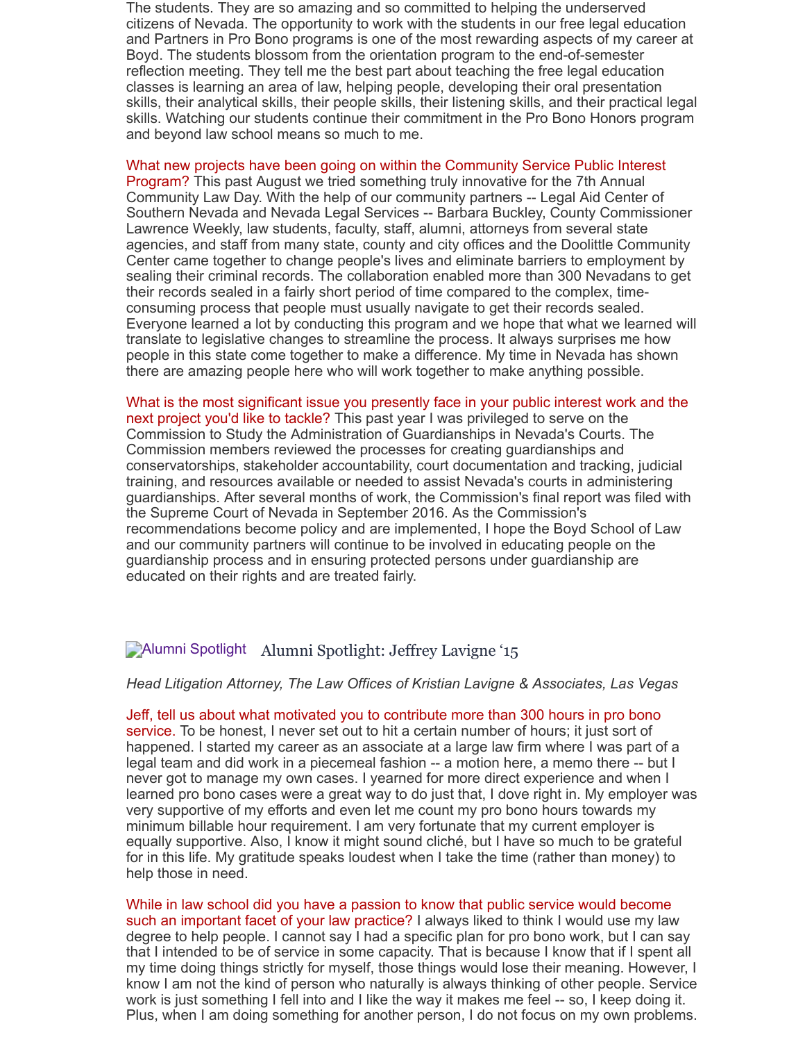The students. They are so amazing and so committed to helping the underserved citizens of Nevada. The opportunity to work with the students in our free legal education and Partners in Pro Bono programs is one of the most rewarding aspects of my career at Boyd. The students blossom from the orientation program to the end-of-semester reflection meeting. They tell me the best part about teaching the free legal education classes is learning an area of law, helping people, developing their oral presentation skills, their analytical skills, their people skills, their listening skills, and their practical legal skills. Watching our students continue their commitment in the Pro Bono Honors program and beyond law school means so much to me.

**What new projects have been going on within the Community Service Public Interest Program?** This past August we tried something truly innovative for the 7th Annual Community Law Day. With the help of our community partners -- Legal Aid Center of Southern Nevada and Nevada Legal Services -- Barbara Buckley, County Commissioner Lawrence Weekly, law students, faculty, staff, alumni, attorneys from several state agencies, and staff from many state, county and city offices and the Doolittle Community Center came together to change people's lives and eliminate barriers to employment by sealing their criminal records. The collaboration enabled more than 300 Nevadans to get their records sealed in a fairly short period of time compared to the complex, time-consuming process that people must usually navigate to get their records sealed. Everyone learned a lot by conducting this program and we hope that what we learned will translate to legislative changes to streamline the process. It always surprises me how people in this state come together to make a difference. My time in Nevada has shown there are amazing people here who will work together to make anything possible.

**What is the most significant issue you presently face in your public interest work and the next project you'd like to tackle?** This past year I was privileged to serve on the Commission to Study the Administration of Guardianships in Nevada's Courts. The Commission members reviewed the processes for creating guardianships and conservatorships, stakeholder accountability, court documentation and tracking, judicial training, and resources available or needed to assist Nevada's courts in administering guardianships. After several months of work, the Commission's final report was filed with the Supreme Court of Nevada in September 2016. As the Commission's recommendations become policy and are implemented, I hope the Boyd School of Law and our community partners will continue to be involved in educating people on the guardianship process and in ensuring protected persons under guardianship are educated on their rights and are treated fairly.

## Alumni Spotlight: Jeffrey Lavigne '15

*Head Litigation Attorney, The Law Offices of Kristian Lavigne & Associates, Las Vegas*

**Jeff, tell us about what motivated you to contribute more than 300 hours in pro bono service.** To be honest, I never set out to hit a certain number of hours; it just sort of happened. I started my career as an associate at a large law firm where I was part of a legal team and did work in a piecemeal fashion -- a motion here, a memo there -- but I never got to manage my own cases. I yearned for more direct experience and when I learned pro bono cases were a great way to do just that, I dove right in. My employer was very supportive of my efforts and even let me count my pro bono hours towards my minimum billable hour requirement. I am very fortunate that my current employer is equally supportive. Also, I know it might sound cliché, but I have so much to be grateful for in this life. My gratitude speaks loudest when I take the time (rather than money) to help those in need.

**While in law school did you have a passion to know that public service would become such an important facet of your law practice?** I always liked to think I would use my law degree to help people. I cannot say I had a specific plan for pro bono work, but I can say that I intended to be of service in some capacity. That is because I know that if I spent all my time doing things strictly for myself, those things would lose their meaning. However, I know I am not the kind of person who naturally is always thinking of other people. Service work is just something I fell into and I like the way it makes me feel -- so, I keep doing it. Plus, when I am doing something for another person, I do not focus on my own problems.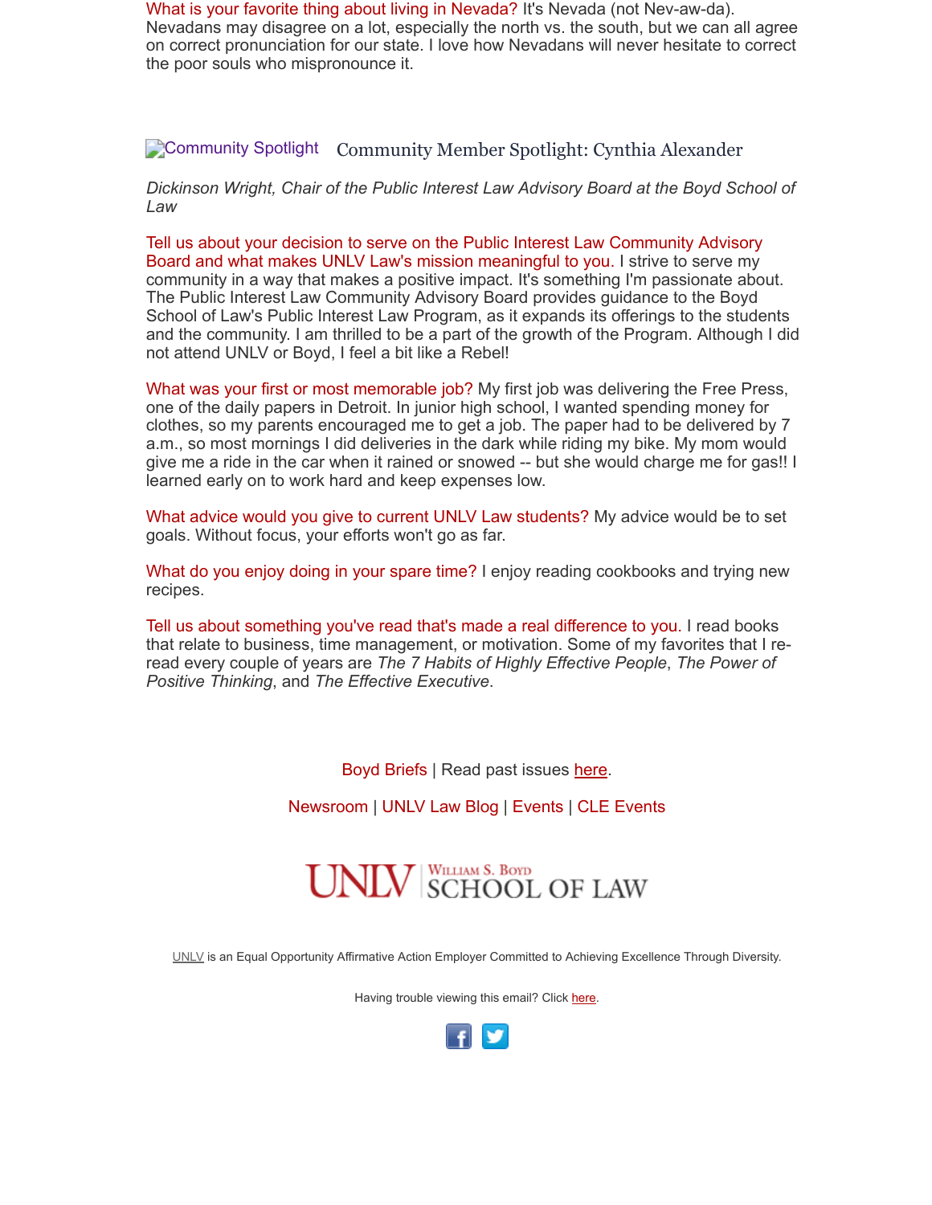**What is your favorite thing about living in Nevada?** It's Nevada (not Nev-aw-da). Nevadans may disagree on a lot, especially the north vs. the south, but we can all agree on correct pronunciation for our state. I love how Nevadans will never hesitate to correct the poor souls who mispronounce it.

## Community Member Spotlight: Cynthia Alexander

*Dickinson Wright, Chair of the Public Interest Law Advisory Board at the Boyd School of Law*

**Tell us about your decision to serve on the Public Interest Law Community Advisory Board and what makes UNLV Law's mission meaningful to you.** I strive to serve my community in a way that makes a positive impact. It's something I'm passionate about. The Public Interest Law Community Advisory Board provides guidance to the Boyd School of Law's Public Interest Law Program, as it expands its offerings to the students and the community. I am thrilled to be a part of the growth of the Program. Although I did not attend UNLV or Boyd, I feel a bit like a Rebel!

**What was your first or most memorable job?** My first job was delivering the Free Press, one of the daily papers in Detroit. In junior high school, I wanted spending money for clothes, so my parents encouraged me to get a job. The paper had to be delivered by 7 a.m., so most mornings I did deliveries in the dark while riding my bike. My mom would give me a ride in the car when it rained or snowed -- but she would charge me for gas!! I learned early on to work hard and keep expenses low.

**What advice would you give to current UNLV Law students?** My advice would be to set goals. Without focus, your efforts won't go as far.

**What do you enjoy doing in your spare time?** I enjoy reading cookbooks and trying new recipes.

**Tell us about something you've read that's made a real difference to you.** I read books that relate to business, time management, or motivation. Some of my favorites that I re-read every couple of years are *The 7 Habits of Highly Effective People*, *The Power of Positive Thinking*, and *The Effective Executive*.

Boyd Briefs | Read past issues here.

Newsroom | UNLV Law Blog | Events | CLE Events

UNLV William S. Boyd School of Law

UNLV is an Equal Opportunity Affirmative Action Employer Committed to Achieving Excellence Through Diversity.

Having trouble viewing this email? Click here.